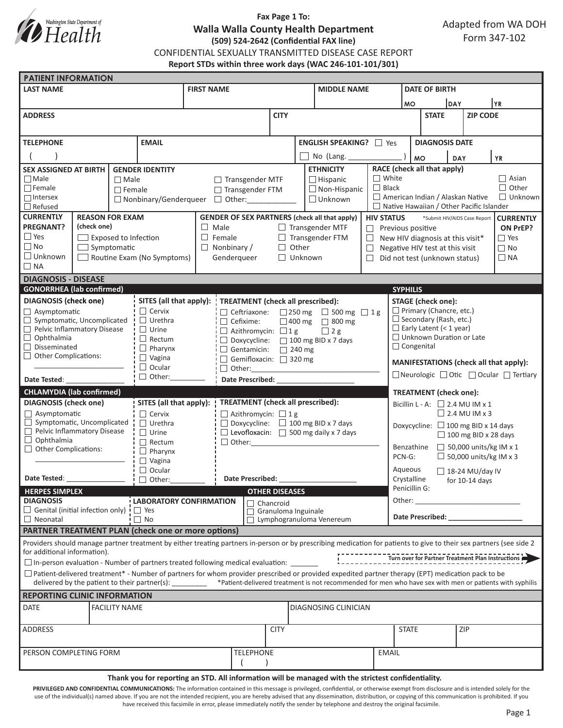Washington State Department of Health

**Fax Page 1 To:**

**Walla Walla County Health Department**

**(509) 524-2642 (Confidential FAX line)**

CONFIDENTIAL SEXUALLY TRANSMITTED DISEASE CASE REPORT

**Report STDs within three work days (WAC 246-101-101/301)**

Adapted from WA DOH Form 347-102

## PATIENT INFORMATION

| LAST NAME | FIRST NAME | MIDDLE NAME | DATE OF BIRTH MO / DAY / YR |
|---|---|---|---|
| | | | |

| ADDRESS | CITY | STATE | ZIP CODE |
|---|---|---|---|
| | | | |

| TELEPHONE | EMAIL | ENGLISH SPEAKING? | DIAGNOSIS DATE MO / DAY / YR |
|---|---|---|---|
| ( ) | | ☐ Yes ☐ No (Lang. ______________ ) | |

**SEX ASSIGNED AT BIRTH**
- ☐ Male
- ☐ Female
- ☐ Intersex
- ☐ Refused

**GENDER IDENTITY**
- ☐ Male
- ☐ Female
- ☐ Nonbinary/Genderqueer
- ☐ Transgender MTF
- ☐ Transgender FTM
- ☐ Other:____________

**ETHNICITY**
- ☐ Hispanic
- ☐ Non-Hispanic
- ☐ Unknown

**RACE (check all that apply)**
- ☐ White
- ☐ Black
- ☐ American Indian / Alaskan Native
- ☐ Native Hawaiian / Other Pacific Islander
- ☐ Asian
- ☐ Other
- ☐ Unknown

**CURRENTLY PREGNANT?**
- ☐ Yes
- ☐ No
- ☐ Unknown
- ☐ NA

**REASON FOR EXAM (check one)**
- ☐ Exposed to Infection
- ☐ Symptomatic
- ☐ Routine Exam (No Symptoms)

**GENDER OF SEX PARTNERS (check all that apply)**
- ☐ Male
- ☐ Female
- ☐ Nonbinary / Genderqueer
- ☐ Transgender MTF
- ☐ Transgender FTM
- ☐ Other
- ☐ Unknown

**HIV STATUS** *Submit HIV/AIDS Case Report
- ☐ Previous positive
- ☐ New HIV diagnosis at this visit*
- ☐ Negative HIV test at this visit
- ☐ Did not test (unknown status)

**CURRENTLY ON PrEP?**
- ☐ Yes
- ☐ No
- ☐ NA

## DIAGNOSIS - DISEASE

### GONORRHEA (lab confirmed)

**DIAGNOSIS (check one)**
- ☐ Asymptomatic
- ☐ Symptomatic, Uncomplicated
- ☐ Pelvic Inflammatory Disease
- ☐ Ophthalmia
- ☐ Disseminated
- ☐ Other Complications: ______________________

Date Tested: _______________

**SITES (all that apply):**
- ☐ Cervix
- ☐ Urethra
- ☐ Urine
- ☐ Rectum
- ☐ Pharynx
- ☐ Vagina
- ☐ Ocular
- ☐ Other:_________

**TREATMENT (check all prescribed):**
- ☐ Ceftriaxone: ☐ 250 mg ☐ 500 mg ☐ 1 g
- ☐ Cefixime: ☐ 400 mg ☐ 800 mg
- ☐ Azithromycin: ☐ 1 g ☐ 2 g
- ☐ Doxycycline: ☐ 100 mg BID x 7 days
- ☐ Gentamicin: ☐ 240 mg
- ☐ Gemifloxacin: ☐ 320 mg
- ☐ Other:_________________________________

Date Prescribed: ____________________

### CHLAMYDIA (lab confirmed)

**DIAGNOSIS (check one)**
- ☐ Asymptomatic
- ☐ Symptomatic, Uncomplicated
- ☐ Pelvic Inflammatory Disease
- ☐ Ophthalmia
- ☐ Other Complications: ______________________

Date Tested: _______________

**SITES (all that apply):**
- ☐ Cervix
- ☐ Urethra
- ☐ Urine
- ☐ Rectum
- ☐ Pharynx
- ☐ Vagina
- ☐ Ocular
- ☐ Other:_________

**TREATMENT (check all prescribed):**
- ☐ Azithromycin: ☐ 1 g
- ☐ Doxycycline: ☐ 100 mg BID x 7 days
- ☐ Levofloxacin: ☐ 500 mg daily x 7 days
- ☐ Other:_________________________________

Date Prescribed: ____________________

### HERPES SIMPLEX

**DIAGNOSIS**
- ☐ Genital (initial infection only)
- ☐ Neonatal

**LABORATORY CONFIRMATION**
- ☐ Yes
- ☐ No

### OTHER DISEASES
- ☐ Chancroid
- ☐ Granuloma Inguinale
- ☐ Lymphogranuloma Venereum

### SYPHILIS

**STAGE (check one):**
- ☐ Primary (Chancre, etc.)
- ☐ Secondary (Rash, etc.)
- ☐ Early Latent (< 1 year)
- ☐ Unknown Duration or Late
- ☐ Congenital

**MANIFESTATIONS (check all that apply):**
☐ Neurologic ☐ Otic ☐ Ocular ☐ Tertiary

**TREATMENT (check one):**
- Bicillin L - A: ☐ 2.4 MU IM x 1 ☐ 2.4 MU IM x 3
- Doxycycline: ☐ 100 mg BID x 14 days ☐ 100 mg BID x 28 days
- Benzathine PCN-G: ☐ 50,000 units/kg IM x 1 ☐ 50,000 units/kg IM x 3
- Aqueous Crystalline Penicillin G: ☐ 18-24 MU/day IV for 10-14 days
- Other: ___________________________

Date Prescribed: ___________________

## PARTNER TREATMENT PLAN (check one or more options)

Providers should manage partner treatment by either treating partners in-person or by prescribing medication for patients to give to their sex partners (see side 2 for additional information).

**Turn over for Partner Treatment Plan Instructions**

☐ In-person evaluation - Number of partners treated following medical evaluation: _______

☐ Patient-delivered treatment* - Number of partners for whom provider prescribed or provided expedited partner therapy (EPT) medication pack to be delivered by the patient to their partner(s): ________ *Patient-delivered treatment is not recommended for men who have sex with men or patients with syphilis

## REPORTING CLINIC INFORMATION

| DATE | FACILITY NAME | DIAGNOSING CLINICIAN |
|---|---|---|
| | | |

| ADDRESS | CITY | STATE | ZIP |
|---|---|---|---|
| | | | |

| PERSON COMPLETING FORM | TELEPHONE | EMAIL |
|---|---|---|
| | ( ) | |

**Thank you for reporting an STD. All information will be managed with the strictest confidentiality.**

**PRIVILEGED AND CONFIDENTIAL COMMUNICATIONS:** The information contained in this message is privileged, confidential, or otherwise exempt from disclosure and is intended solely for the use of the individual(s) named above. If you are not the intended recipient, you are hereby advised that any dissemination, distribution, or copying of this communication is prohibited. If you have received this facsimile in error, please immediately notify the sender by telephone and destroy the original facsimile.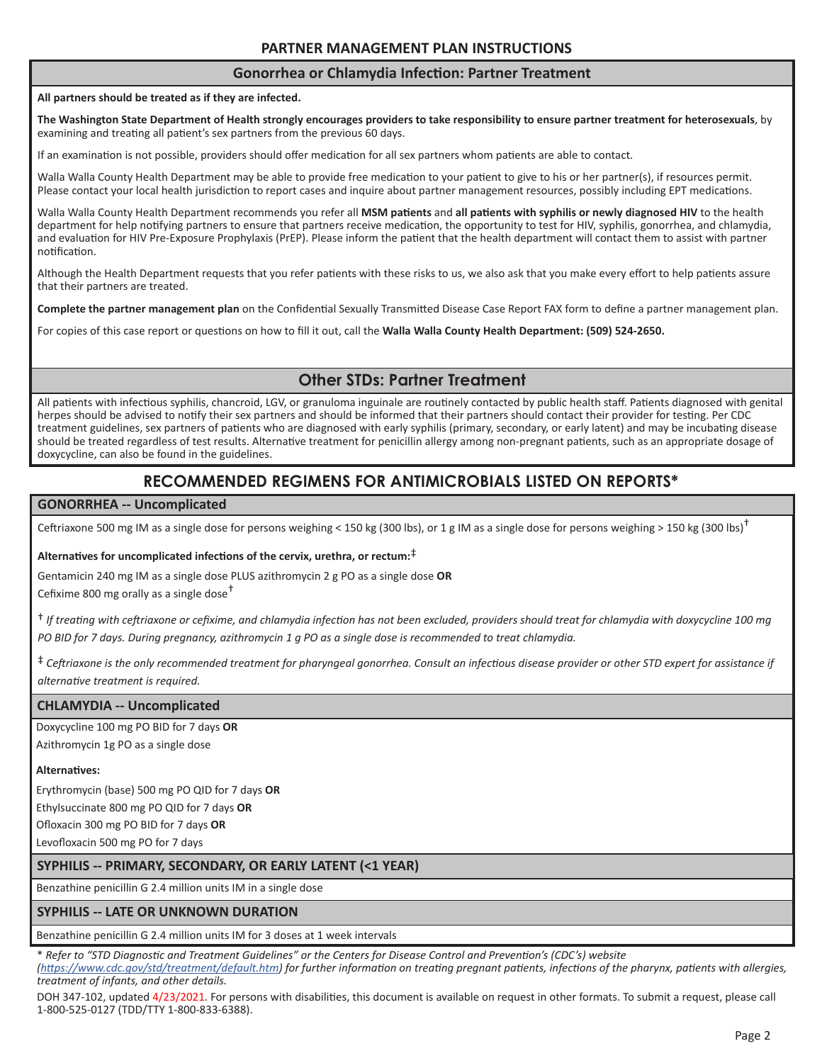# PARTNER MANAGEMENT PLAN INSTRUCTIONS

## Gonorrhea or Chlamydia Infection: Partner Treatment

**All partners should be treated as if they are infected.**

**The Washington State Department of Health strongly encourages providers to take responsibility to ensure partner treatment for heterosexuals**, by examining and treating all patient's sex partners from the previous 60 days.

If an examination is not possible, providers should offer medication for all sex partners whom patients are able to contact.

Walla Walla County Health Department may be able to provide free medication to your patient to give to his or her partner(s), if resources permit. Please contact your local health jurisdiction to report cases and inquire about partner management resources, possibly including EPT medications.

Walla Walla County Health Department recommends you refer all **MSM patients** and **all patients with syphilis or newly diagnosed HIV** to the health department for help notifying partners to ensure that partners receive medication, the opportunity to test for HIV, syphilis, gonorrhea, and chlamydia, and evaluation for HIV Pre-Exposure Prophylaxis (PrEP). Please inform the patient that the health department will contact them to assist with partner notification.

Although the Health Department requests that you refer patients with these risks to us, we also ask that you make every effort to help patients assure that their partners are treated.

**Complete the partner management plan** on the Confidential Sexually Transmitted Disease Case Report FAX form to define a partner management plan.

For copies of this case report or questions on how to fill it out, call the **Walla Walla County Health Department: (509) 524-2650.**

## Other STDs: Partner Treatment

All patients with infectious syphilis, chancroid, LGV, or granuloma inguinale are routinely contacted by public health staff. Patients diagnosed with genital herpes should be advised to notify their sex partners and should be informed that their partners should contact their provider for testing. Per CDC treatment guidelines, sex partners of patients who are diagnosed with early syphilis (primary, secondary, or early latent) and may be incubating disease should be treated regardless of test results. Alternative treatment for penicillin allergy among non-pregnant patients, such as an appropriate dosage of doxycycline, can also be found in the guidelines.

# RECOMMENDED REGIMENS FOR ANTIMICROBIALS LISTED ON REPORTS*

### GONORRHEA -- Uncomplicated

Ceftriaxone 500 mg IM as a single dose for persons weighing < 150 kg (300 lbs), or 1 g IM as a single dose for persons weighing > 150 kg (300 lbs)[†]

**Alternatives for uncomplicated infections of the cervix, urethra, or rectum:**[‡]

Gentamicin 240 mg IM as a single dose PLUS azithromycin 2 g PO as a single dose **OR**
Cefixime 800 mg orally as a single dose[†]

[†] *If treating with ceftriaxone or cefixime, and chlamydia infection has not been excluded, providers should treat for chlamydia with doxycycline 100 mg PO BID for 7 days. During pregnancy, azithromycin 1 g PO as a single dose is recommended to treat chlamydia.*

[‡] *Ceftriaxone is the only recommended treatment for pharyngeal gonorrhea. Consult an infectious disease provider or other STD expert for assistance if alternative treatment is required.*

### CHLAMYDIA -- Uncomplicated

Doxycycline 100 mg PO BID for 7 days **OR**
Azithromycin 1g PO as a single dose

**Alternatives:**

Erythromycin (base) 500 mg PO QID for 7 days **OR**
Ethylsuccinate 800 mg PO QID for 7 days **OR**
Ofloxacin 300 mg PO BID for 7 days **OR**
Levofloxacin 500 mg PO for 7 days

### SYPHILIS -- PRIMARY, SECONDARY, OR EARLY LATENT (<1 YEAR)

Benzathine penicillin G 2.4 million units IM in a single dose

### SYPHILIS -- LATE OR UNKNOWN DURATION

Benzathine penicillin G 2.4 million units IM for 3 doses at 1 week intervals

\* *Refer to "STD Diagnostic and Treatment Guidelines" or the Centers for Disease Control and Prevention's (CDC's) website (https://www.cdc.gov/std/treatment/default.htm) for further information on treating pregnant patients, infections of the pharynx, patients with allergies, treatment of infants, and other details.*

DOH 347-102, updated 4/23/2021. For persons with disabilities, this document is available on request in other formats. To submit a request, please call 1-800-525-0127 (TDD/TTY 1-800-833-6388).